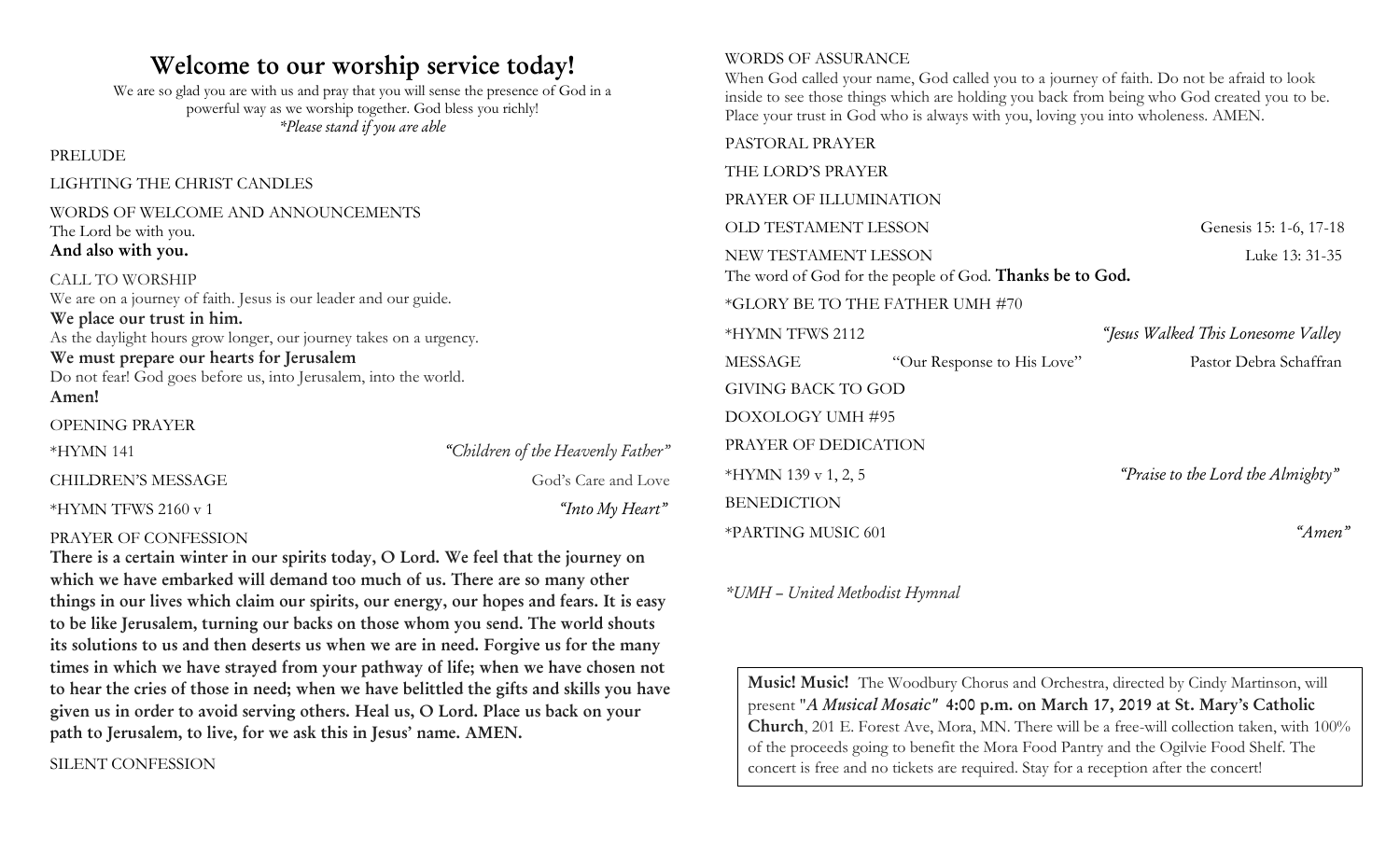# Welcome to our worship service today!

We are so glad you are with us and pray that you will sense the presence of God in a powerful way as we worship together. God bless you richly!

*\*Please stand if you are able*

PRELUDE

LIGHTING THE CHRIST CANDLES

WORDS OF WELCOME AND ANNOUNCEMENTS

The Lord be with you.

**And also with you.**

CALL TO WORSHIP

We are on a journey of faith. Jesus is our leader and our guide.

**We place our trust in him.**

As the daylight hours grow longer, our journey takes on a urgency.

**We must prepare our hearts for Jerusalem**

Do not fear! God goes before us, into Jerusalem, into the world.

**Amen!**

OPENING PRAYER

*HYMN 141 — *"Children of the Heavenly Father"*

CHILDREN'S MESSAGE — God's Care and Love

*HYMN TFWS 2160 v 1 — *"Into My Heart"*

PRAYER OF CONFESSION

**There is a certain winter in our spirits today, O Lord. We feel that the journey on which we have embarked will demand too much of us. There are so many other things in our lives which claim our spirits, our energy, our hopes and fears. It is easy to be like Jerusalem, turning our backs on those whom you send. The world shouts its solutions to us and then deserts us when we are in need. Forgive us for the many times in which we have strayed from your pathway of life; when we have chosen not to hear the cries of those in need; when we have belittled the gifts and skills you have given us in order to avoid serving others. Heal us, O Lord. Place us back on your path to Jerusalem, to live, for we ask this in Jesus' name. AMEN.**

SILENT CONFESSION

WORDS OF ASSURANCE

When God called your name, God called you to a journey of faith. Do not be afraid to look inside to see those things which are holding you back from being who God created you to be. Place your trust in God who is always with you, loving you into wholeness. AMEN.

PASTORAL PRAYER

THE LORD'S PRAYER

PRAYER OF ILLUMINATION

OLD TESTAMENT LESSON — Genesis 15: 1-6, 17-18

NEW TESTAMENT LESSON — Luke 13: 31-35

The word of God for the people of God. **Thanks be to God.**

*GLORY BE TO THE FATHER UMH #70

*HYMN TFWS 2112 — *"Jesus Walked This Lonesome Valley*

MESSAGE — "Our Response to His Love" — Pastor Debra Schaffran

GIVING BACK TO GOD

DOXOLOGY UMH #95

PRAYER OF DEDICATION

*HYMN 139 v 1, 2, 5 — *"Praise to the Lord the Almighty"*

BENEDICTION

*PARTING MUSIC 601 — *"Amen"*

*\*UMH – United Methodist Hymnal*

**Music! Music!** The Woodbury Chorus and Orchestra, directed by Cindy Martinson, will present "***A Musical Mosaic"* 4:00 p.m. on March 17, 2019 at St. Mary's Catholic Church**, 201 E. Forest Ave, Mora, MN. There will be a free-will collection taken, with 100% of the proceeds going to benefit the Mora Food Pantry and the Ogilvie Food Shelf. The concert is free and no tickets are required. Stay for a reception after the concert!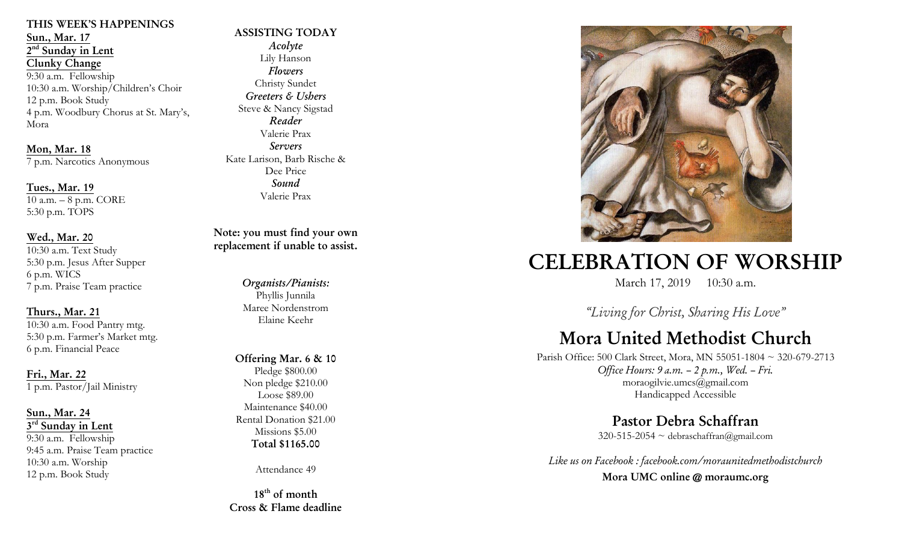## THIS WEEK'S HAPPENINGS

**Sun., Mar. 17**
**2nd Sunday in Lent**
**Clunky Change**
9:30 a.m. Fellowship
10:30 a.m. Worship/Children's Choir
12 p.m. Book Study
4 p.m. Woodbury Chorus at St. Mary's, Mora

**Mon, Mar. 18**
7 p.m. Narcotics Anonymous

**Tues., Mar. 19**
10 a.m. – 8 p.m. CORE
5:30 p.m. TOPS

**Wed., Mar. 20**
10:30 a.m. Text Study
5:30 p.m. Jesus After Supper
6 p.m. WICS
7 p.m. Praise Team practice

**Thurs., Mar. 21**
10:30 a.m. Food Pantry mtg.
5:30 p.m. Farmer's Market mtg.
6 p.m. Financial Peace

**Fri., Mar. 22**
1 p.m. Pastor/Jail Ministry

**Sun., Mar. 24**
**3rd Sunday in Lent**
9:30 a.m. Fellowship
9:45 a.m. Praise Team practice
10:30 a.m. Worship
12 p.m. Book Study

## ASSISTING TODAY

*Acolyte*
Lily Hanson
*Flowers*
Christy Sundet
*Greeters & Ushers*
Steve & Nancy Sigstad
*Reader*
Valerie Prax
*Servers*
Kate Larison, Barb Rische & Dee Price
*Sound*
Valerie Prax

**Note: you must find your own replacement if unable to assist.**

*Organists/Pianists:*
Phyllis Junnila
Maree Nordenstrom
Elaine Keehr

**Offering Mar. 6 & 10**
Pledge $800.00
Non pledge $210.00
Loose $89.00
Maintenance $40.00
Rental Donation $21.00
Missions $5.00
**Total $1165.00**

Attendance 49

**18th of month**
**Cross & Flame deadline**

# CELEBRATION OF WORSHIP

March 17, 2019 10:30 a.m.

*"Living for Christ, Sharing His Love"*

# Mora United Methodist Church

Parish Office: 500 Clark Street, Mora, MN 55051-1804 ~ 320-679-2713
*Office Hours: 9 a.m. – 2 p.m., Wed. – Fri.*
moraogilvie.umcs@gmail.com
Handicapped Accessible

## Pastor Debra Schaffran

320-515-2054 ~ debraschaffran@gmail.com

*Like us on Facebook : facebook.com/moraunitedmethodistchurch*

**Mora UMC online @ moraumc.org**